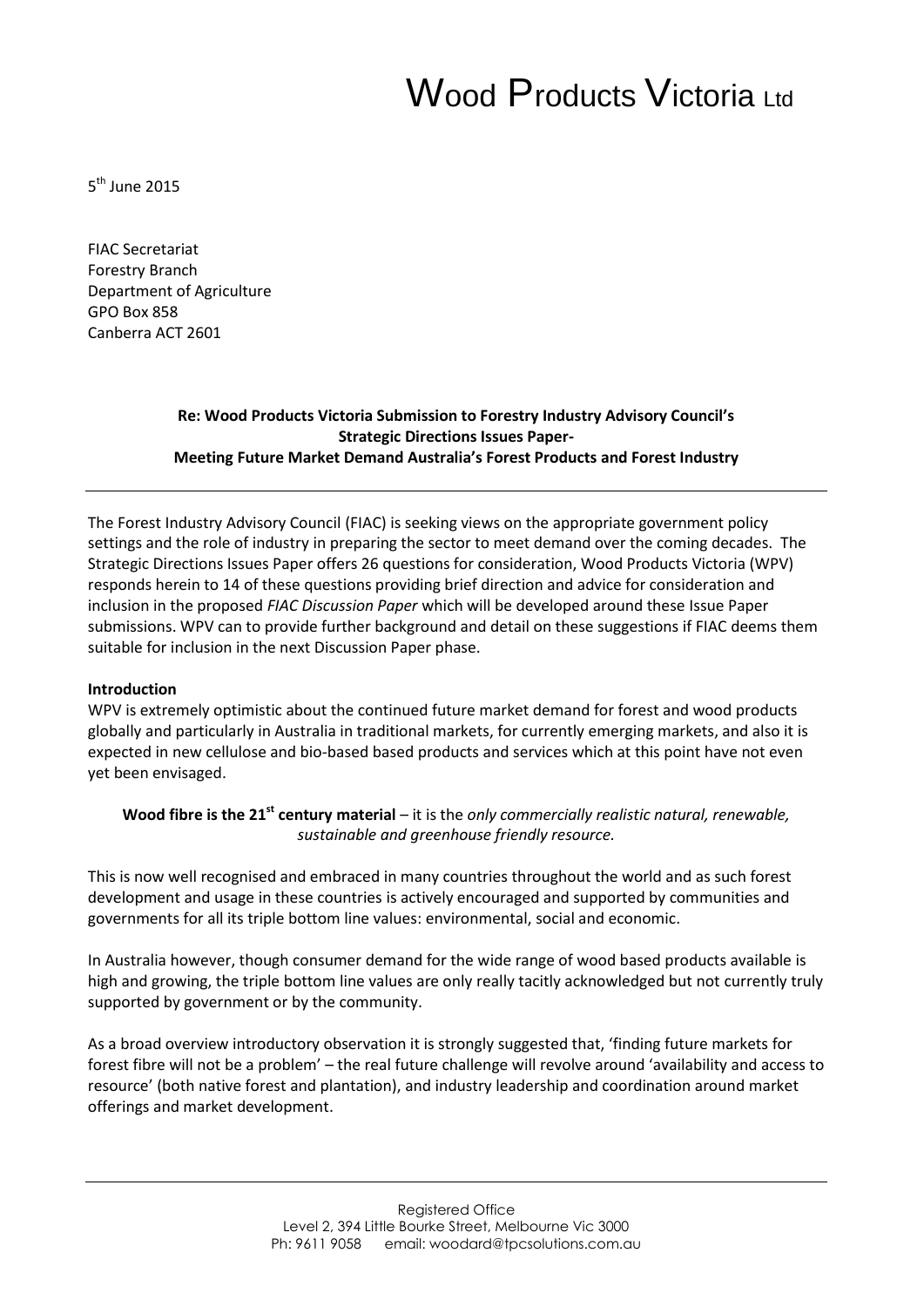# Wood Products Victoria Ltd

5th June 2015

FIAC Secretariat
Forestry Branch
Department of Agriculture
GPO Box 858
Canberra ACT 2601

**Re: Wood Products Victoria Submission to Forestry Industry Advisory Council's Strategic Directions Issues Paper- Meeting Future Market Demand Australia's Forest Products and Forest Industry**

---

The Forest Industry Advisory Council (FIAC) is seeking views on the appropriate government policy settings and the role of industry in preparing the sector to meet demand over the coming decades. The Strategic Directions Issues Paper offers 26 questions for consideration, Wood Products Victoria (WPV) responds herein to 14 of these questions providing brief direction and advice for consideration and inclusion in the proposed *FIAC Discussion Paper* which will be developed around these Issue Paper submissions. WPV can to provide further background and detail on these suggestions if FIAC deems them suitable for inclusion in the next Discussion Paper phase.

**Introduction**

WPV is extremely optimistic about the continued future market demand for forest and wood products globally and particularly in Australia in traditional markets, for currently emerging markets, and also it is expected in new cellulose and bio-based based products and services which at this point have not even yet been envisaged.

**Wood fibre is the 21st century material** – it is the *only commercially realistic natural, renewable, sustainable and greenhouse friendly resource.*

This is now well recognised and embraced in many countries throughout the world and as such forest development and usage in these countries is actively encouraged and supported by communities and governments for all its triple bottom line values: environmental, social and economic.

In Australia however, though consumer demand for the wide range of wood based products available is high and growing, the triple bottom line values are only really tacitly acknowledged but not currently truly supported by government or by the community.

As a broad overview introductory observation it is strongly suggested that, 'finding future markets for forest fibre will not be a problem' – the real future challenge will revolve around 'availability and access to resource' (both native forest and plantation), and industry leadership and coordination around market offerings and market development.

---

Registered Office
Level 2, 394 Little Bourke Street, Melbourne Vic 3000
Ph: 9611 9058 email: woodard@tpcsolutions.com.au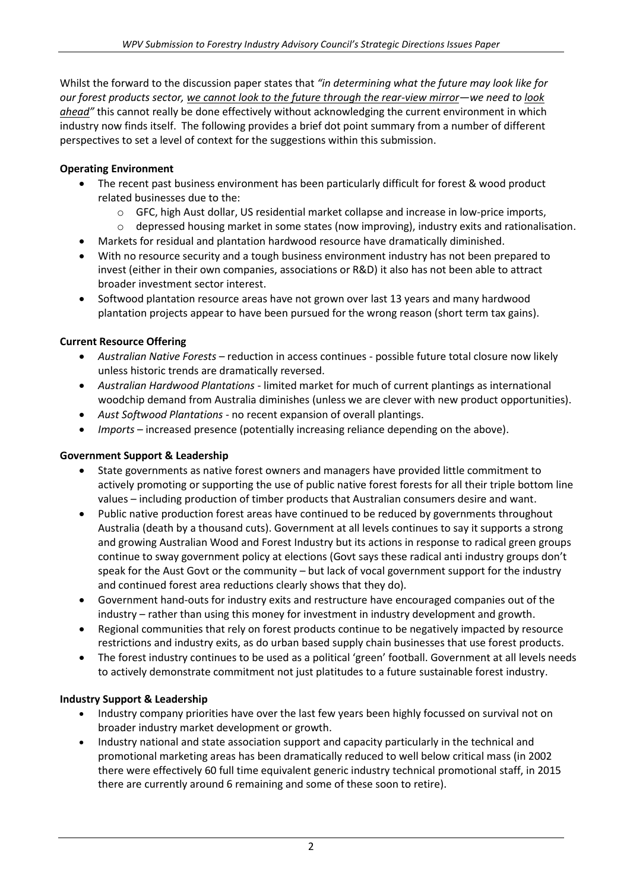Whilst the forward to the discussion paper states that *"in determining what the future may look like for our forest products sector, <u>we cannot look to the future through the rear-view mirror</u>—we need to <u>look ahead</u>"* this cannot really be done effectively without acknowledging the current environment in which industry now finds itself. The following provides a brief dot point summary from a number of different perspectives to set a level of context for the suggestions within this submission.

**Operating Environment**

- The recent past business environment has been particularly difficult for forest & wood product related businesses due to the:
  - GFC, high Aust dollar, US residential market collapse and increase in low-price imports,
  - depressed housing market in some states (now improving), industry exits and rationalisation.
- Markets for residual and plantation hardwood resource have dramatically diminished.
- With no resource security and a tough business environment industry has not been prepared to invest (either in their own companies, associations or R&D) it also has not been able to attract broader investment sector interest.
- Softwood plantation resource areas have not grown over last 13 years and many hardwood plantation projects appear to have been pursued for the wrong reason (short term tax gains).

**Current Resource Offering**

- *Australian Native Forests* – reduction in access continues - possible future total closure now likely unless historic trends are dramatically reversed.
- *Australian Hardwood Plantations* - limited market for much of current plantings as international woodchip demand from Australia diminishes (unless we are clever with new product opportunities).
- *Aust Softwood Plantations* - no recent expansion of overall plantings.
- *Imports* – increased presence (potentially increasing reliance depending on the above).

**Government Support & Leadership**

- State governments as native forest owners and managers have provided little commitment to actively promoting or supporting the use of public native forest forests for all their triple bottom line values – including production of timber products that Australian consumers desire and want.
- Public native production forest areas have continued to be reduced by governments throughout Australia (death by a thousand cuts). Government at all levels continues to say it supports a strong and growing Australian Wood and Forest Industry but its actions in response to radical green groups continue to sway government policy at elections (Govt says these radical anti industry groups don't speak for the Aust Govt or the community – but lack of vocal government support for the industry and continued forest area reductions clearly shows that they do).
- Government hand-outs for industry exits and restructure have encouraged companies out of the industry – rather than using this money for investment in industry development and growth.
- Regional communities that rely on forest products continue to be negatively impacted by resource restrictions and industry exits, as do urban based supply chain businesses that use forest products.
- The forest industry continues to be used as a political 'green' football. Government at all levels needs to actively demonstrate commitment not just platitudes to a future sustainable forest industry.

**Industry Support & Leadership**

- Industry company priorities have over the last few years been highly focussed on survival not on broader industry market development or growth.
- Industry national and state association support and capacity particularly in the technical and promotional marketing areas has been dramatically reduced to well below critical mass (in 2002 there were effectively 60 full time equivalent generic industry technical promotional staff, in 2015 there are currently around 6 remaining and some of these soon to retire).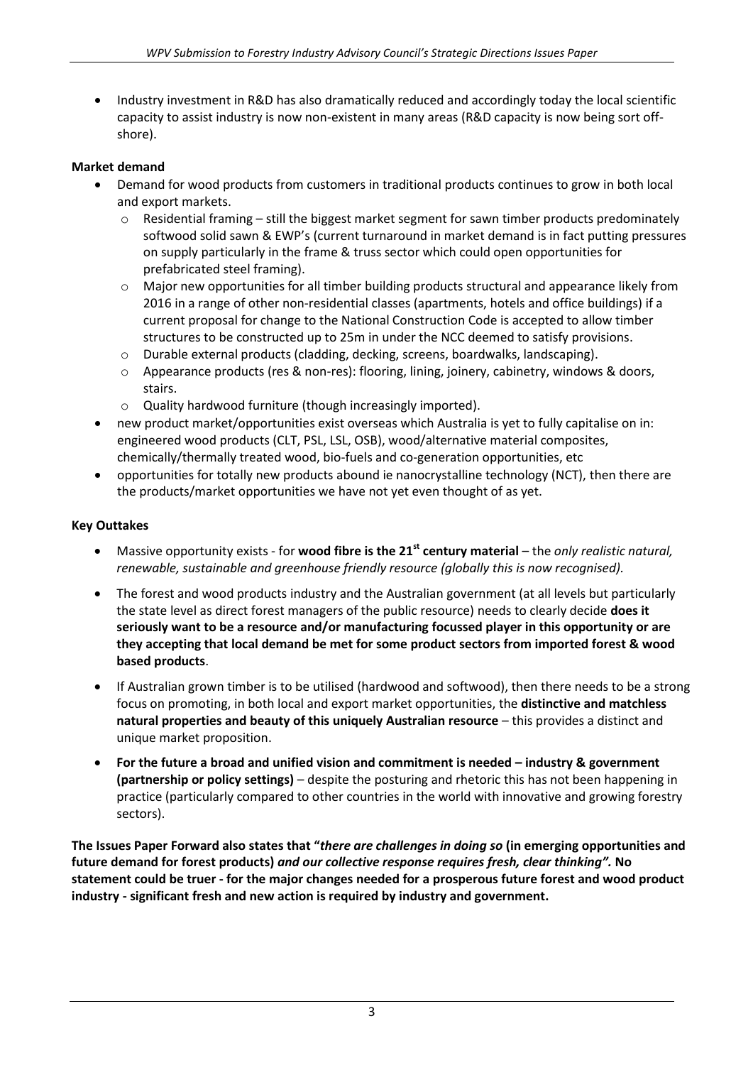- Industry investment in R&D has also dramatically reduced and accordingly today the local scientific capacity to assist industry is now non-existent in many areas (R&D capacity is now being sort off-shore).

**Market demand**

- Demand for wood products from customers in traditional products continues to grow in both local and export markets.
  - Residential framing – still the biggest market segment for sawn timber products predominately softwood solid sawn & EWP's (current turnaround in market demand is in fact putting pressures on supply particularly in the frame & truss sector which could open opportunities for prefabricated steel framing).
  - Major new opportunities for all timber building products structural and appearance likely from 2016 in a range of other non-residential classes (apartments, hotels and office buildings) if a current proposal for change to the National Construction Code is accepted to allow timber structures to be constructed up to 25m in under the NCC deemed to satisfy provisions.
  - Durable external products (cladding, decking, screens, boardwalks, landscaping).
  - Appearance products (res & non-res): flooring, lining, joinery, cabinetry, windows & doors, stairs.
  - Quality hardwood furniture (though increasingly imported).
- new product market/opportunities exist overseas which Australia is yet to fully capitalise on in: engineered wood products (CLT, PSL, LSL, OSB), wood/alternative material composites, chemically/thermally treated wood, bio-fuels and co-generation opportunities, etc
- opportunities for totally new products abound ie nanocrystalline technology (NCT), then there are the products/market opportunities we have not yet even thought of as yet.

**Key Outtakes**

- Massive opportunity exists - for **wood fibre is the 21st century material** – the *only realistic natural, renewable, sustainable and greenhouse friendly resource (globally this is now recognised)*.
- The forest and wood products industry and the Australian government (at all levels but particularly the state level as direct forest managers of the public resource) needs to clearly decide **does it seriously want to be a resource and/or manufacturing focussed player in this opportunity or are they accepting that local demand be met for some product sectors from imported forest & wood based products**.
- If Australian grown timber is to be utilised (hardwood and softwood), then there needs to be a strong focus on promoting, in both local and export market opportunities, the **distinctive and matchless natural properties and beauty of this uniquely Australian resource** – this provides a distinct and unique market proposition.
- **For the future a broad and unified vision and commitment is needed – industry & government (partnership or policy settings)** – despite the posturing and rhetoric this has not been happening in practice (particularly compared to other countries in the world with innovative and growing forestry sectors).

**The Issues Paper Forward also states that "*there are challenges in doing so* (in emerging opportunities and future demand for forest products) *and our collective response requires fresh, clear thinking".* No statement could be truer - for the major changes needed for a prosperous future forest and wood product industry - significant fresh and new action is required by industry and government.**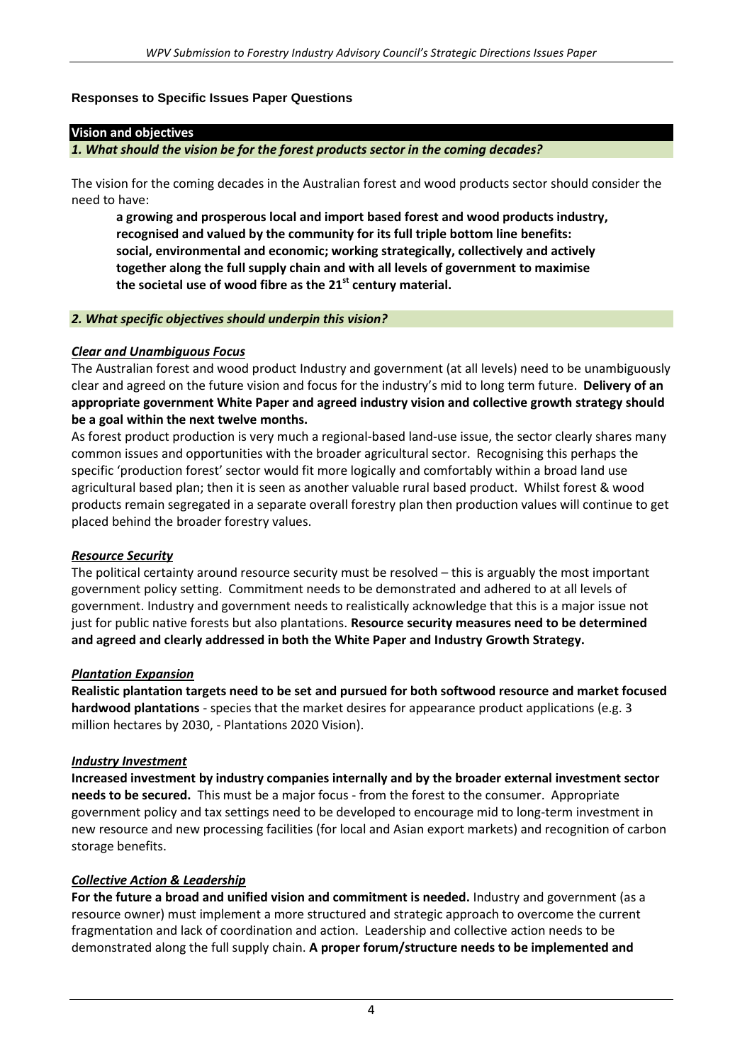### Responses to Specific Issues Paper Questions

**Vision and objectives**

***1. What should the vision be for the forest products sector in the coming decades?***

The vision for the coming decades in the Australian forest and wood products sector should consider the need to have:

> **a growing and prosperous local and import based forest and wood products industry, recognised and valued by the community for its full triple bottom line benefits: social, environmental and economic; working strategically, collectively and actively together along the full supply chain and with all levels of government to maximise the societal use of wood fibre as the 21st century material.**

***2. What specific objectives should underpin this vision?***

***Clear and Unambiguous Focus***

The Australian forest and wood product Industry and government (at all levels) need to be unambiguously clear and agreed on the future vision and focus for the industry's mid to long term future. **Delivery of an appropriate government White Paper and agreed industry vision and collective growth strategy should be a goal within the next twelve months.**

As forest product production is very much a regional-based land-use issue, the sector clearly shares many common issues and opportunities with the broader agricultural sector. Recognising this perhaps the specific 'production forest' sector would fit more logically and comfortably within a broad land use agricultural based plan; then it is seen as another valuable rural based product. Whilst forest & wood products remain segregated in a separate overall forestry plan then production values will continue to get placed behind the broader forestry values.

***Resource Security***

The political certainty around resource security must be resolved – this is arguably the most important government policy setting. Commitment needs to be demonstrated and adhered to at all levels of government. Industry and government needs to realistically acknowledge that this is a major issue not just for public native forests but also plantations. **Resource security measures need to be determined and agreed and clearly addressed in both the White Paper and Industry Growth Strategy.**

***Plantation Expansion***

**Realistic plantation targets need to be set and pursued for both softwood resource and market focused hardwood plantations** - species that the market desires for appearance product applications (e.g. 3 million hectares by 2030, - Plantations 2020 Vision).

***Industry Investment***

**Increased investment by industry companies internally and by the broader external investment sector needs to be secured.** This must be a major focus - from the forest to the consumer. Appropriate government policy and tax settings need to be developed to encourage mid to long-term investment in new resource and new processing facilities (for local and Asian export markets) and recognition of carbon storage benefits.

***Collective Action & Leadership***

**For the future a broad and unified vision and commitment is needed.** Industry and government (as a resource owner) must implement a more structured and strategic approach to overcome the current fragmentation and lack of coordination and action. Leadership and collective action needs to be demonstrated along the full supply chain. **A proper forum/structure needs to be implemented and**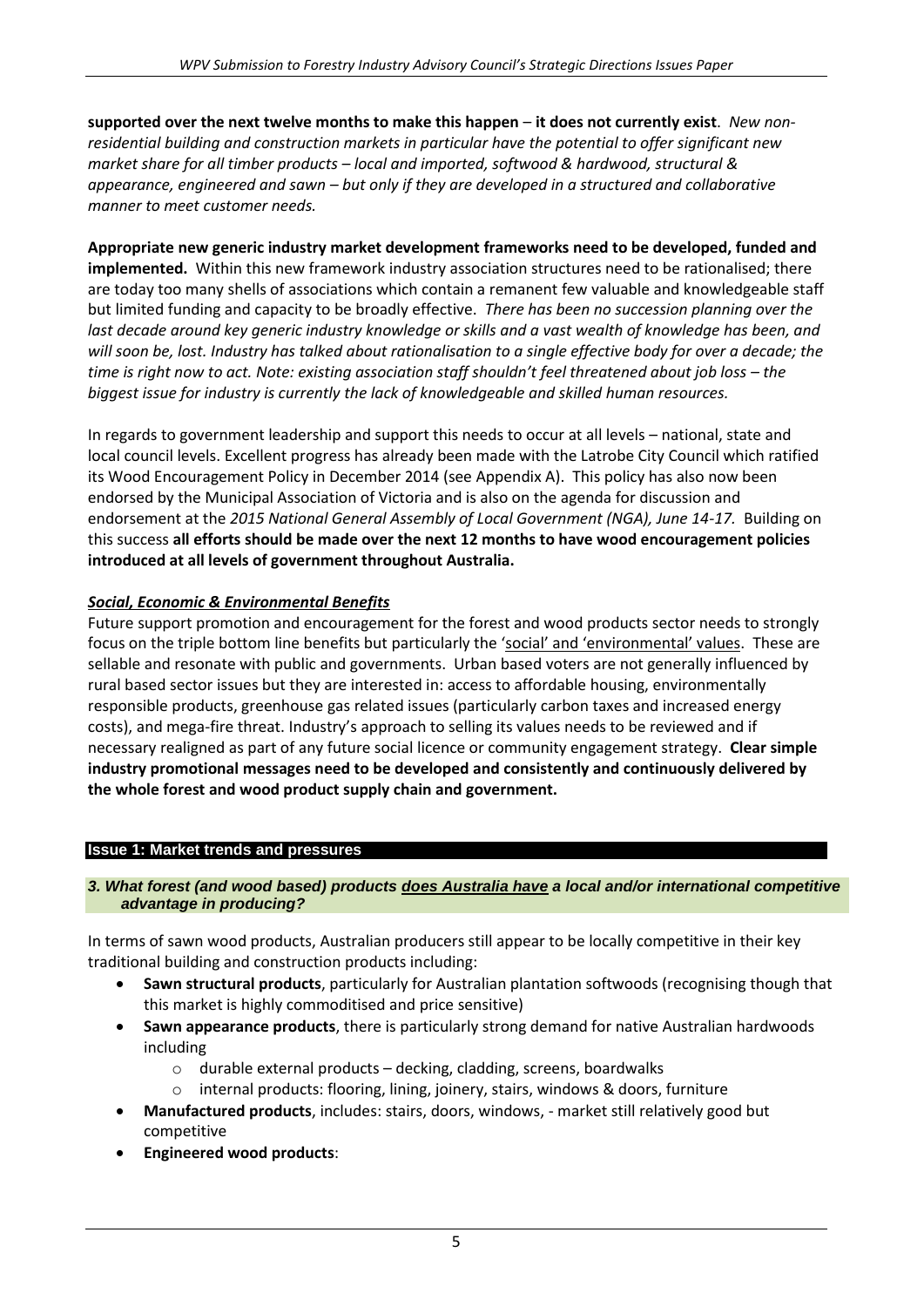**supported over the next twelve months to make this happen** – **it does not currently exist**. *New non-residential building and construction markets in particular have the potential to offer significant new market share for all timber products – local and imported, softwood & hardwood, structural & appearance, engineered and sawn – but only if they are developed in a structured and collaborative manner to meet customer needs.*

**Appropriate new generic industry market development frameworks need to be developed, funded and implemented.** Within this new framework industry association structures need to be rationalised; there are today too many shells of associations which contain a remanent few valuable and knowledgeable staff but limited funding and capacity to be broadly effective. *There has been no succession planning over the last decade around key generic industry knowledge or skills and a vast wealth of knowledge has been, and will soon be, lost. Industry has talked about rationalisation to a single effective body for over a decade; the time is right now to act. Note: existing association staff shouldn't feel threatened about job loss – the biggest issue for industry is currently the lack of knowledgeable and skilled human resources.*

In regards to government leadership and support this needs to occur at all levels – national, state and local council levels. Excellent progress has already been made with the Latrobe City Council which ratified its Wood Encouragement Policy in December 2014 (see Appendix A). This policy has also now been endorsed by the Municipal Association of Victoria and is also on the agenda for discussion and endorsement at the *2015 National General Assembly of Local Government (NGA), June 14-17.* Building on this success **all efforts should be made over the next 12 months to have wood encouragement policies introduced at all levels of government throughout Australia.**

***Social, Economic & Environmental Benefits***

Future support promotion and encouragement for the forest and wood products sector needs to strongly focus on the triple bottom line benefits but particularly the 'social' and 'environmental' values. These are sellable and resonate with public and governments. Urban based voters are not generally influenced by rural based sector issues but they are interested in: access to affordable housing, environmentally responsible products, greenhouse gas related issues (particularly carbon taxes and increased energy costs), and mega-fire threat. Industry's approach to selling its values needs to be reviewed and if necessary realigned as part of any future social licence or community engagement strategy. **Clear simple industry promotional messages need to be developed and consistently and continuously delivered by the whole forest and wood product supply chain and government.**

## Issue 1: Market trends and pressures

### *3. What forest (and wood based) products does Australia have a local and/or international competitive advantage in producing?*

In terms of sawn wood products, Australian producers still appear to be locally competitive in their key traditional building and construction products including:

- **Sawn structural products**, particularly for Australian plantation softwoods (recognising though that this market is highly commoditised and price sensitive)
- **Sawn appearance products**, there is particularly strong demand for native Australian hardwoods including
  - durable external products – decking, cladding, screens, boardwalks
  - internal products: flooring, lining, joinery, stairs, windows & doors, furniture
- **Manufactured products**, includes: stairs, doors, windows, - market still relatively good but competitive
- **Engineered wood products**: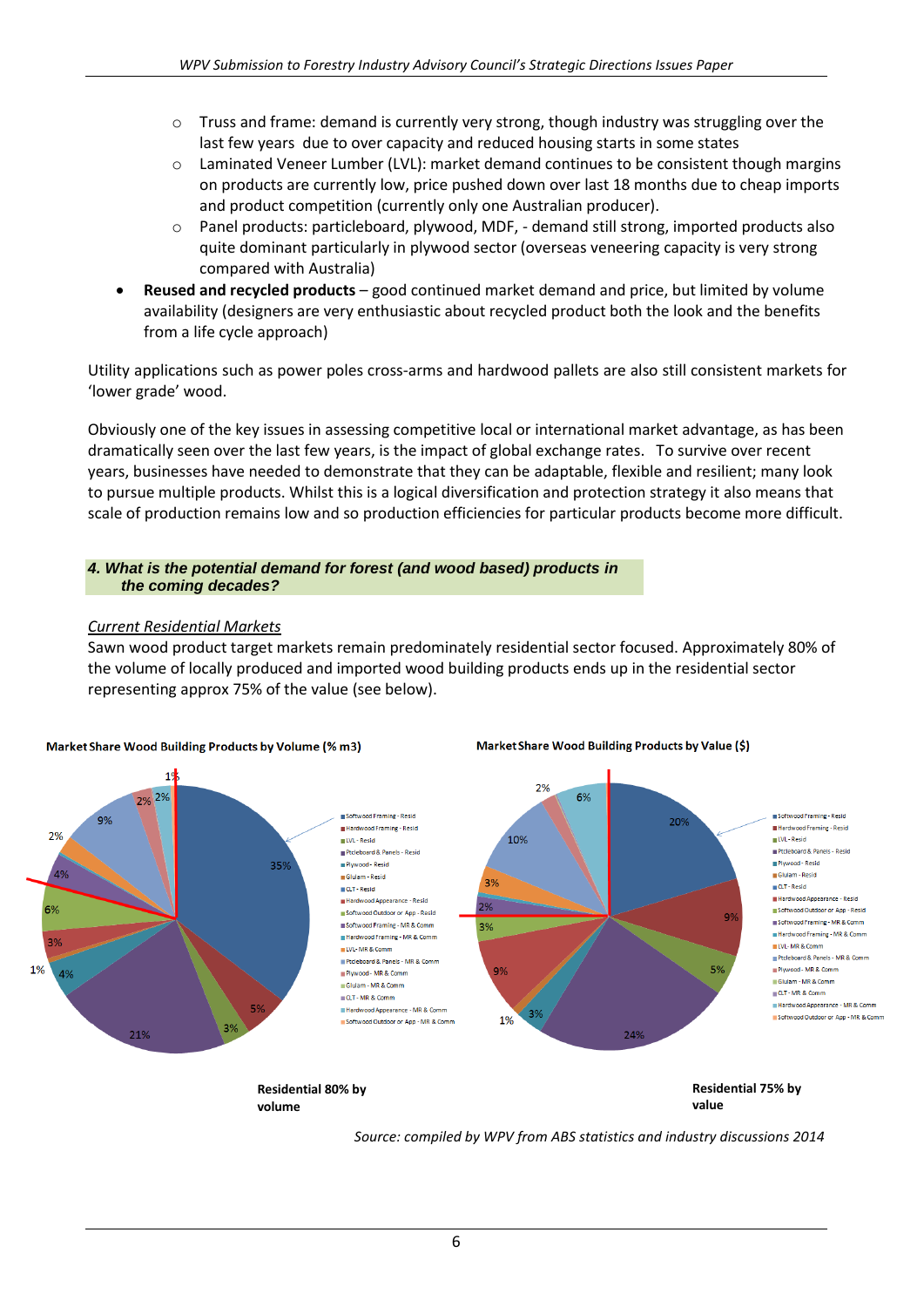- Truss and frame: demand is currently very strong, though industry was struggling over the last few years due to over capacity and reduced housing starts in some states
    - Laminated Veneer Lumber (LVL): market demand continues to be consistent though margins on products are currently low, price pushed down over last 18 months due to cheap imports and product competition (currently only one Australian producer).
    - Panel products: particleboard, plywood, MDF, - demand still strong, imported products also quite dominant particularly in plywood sector (overseas veneering capacity is very strong compared with Australia)
- **Reused and recycled products** – good continued market demand and price, but limited by volume availability (designers are very enthusiastic about recycled product both the look and the benefits from a life cycle approach)

Utility applications such as power poles cross-arms and hardwood pallets are also still consistent markets for 'lower grade' wood.

Obviously one of the key issues in assessing competitive local or international market advantage, as has been dramatically seen over the last few years, is the impact of global exchange rates. To survive over recent years, businesses have needed to demonstrate that they can be adaptable, flexible and resilient; many look to pursue multiple products. Whilst this is a logical diversification and protection strategy it also means that scale of production remains low and so production efficiencies for particular products become more difficult.

### *4. What is the potential demand for forest (and wood based) products in the coming decades?*

*Current Residential Markets*

Sawn wood product target markets remain predominately residential sector focused. Approximately 80% of the volume of locally produced and imported wood building products ends up in the residential sector representing approx 75% of the value (see below).

**Market Share Wood Building Products by Volume (% m3)**

**Market Share Wood Building Products by Value ($)**

Legend: Softwood Framing - Resid; Hardwood Framing - Resid; LVL - Resid; Ptcleboard & Panels - Resid; Plywood - Resid; Glulam - Resid; CLT - Resid; Hardwood Appearance - Resid; Softwood Outdoor or App - Resid; Softwood Framing - MR & Comm; Hardwood Framing - MR & Comm; LVL - MR & Comm; Ptcleboard & Panels - MR & Comm; Plywood - MR & Comm; Glulam - MR & Comm; CLT - MR & Comm; Hardwood Appearance - MR & Comm; Softwood Outdoor or App - MR & Comm

Volume chart segments: 35%, 5%, 3%, 21%, 4%, 1%, 3%, 6%, 4%, 2%, 9%, 2%, 2%, 1%

Value chart segments: 20%, 9%, 5%, 24%, 3%, 1%, 9%, 3%, 2%, 3%, 10%, 2%, 6%

**Residential 80% by volume**

**Residential 75% by value**

*Source: compiled by WPV from ABS statistics and industry discussions 2014*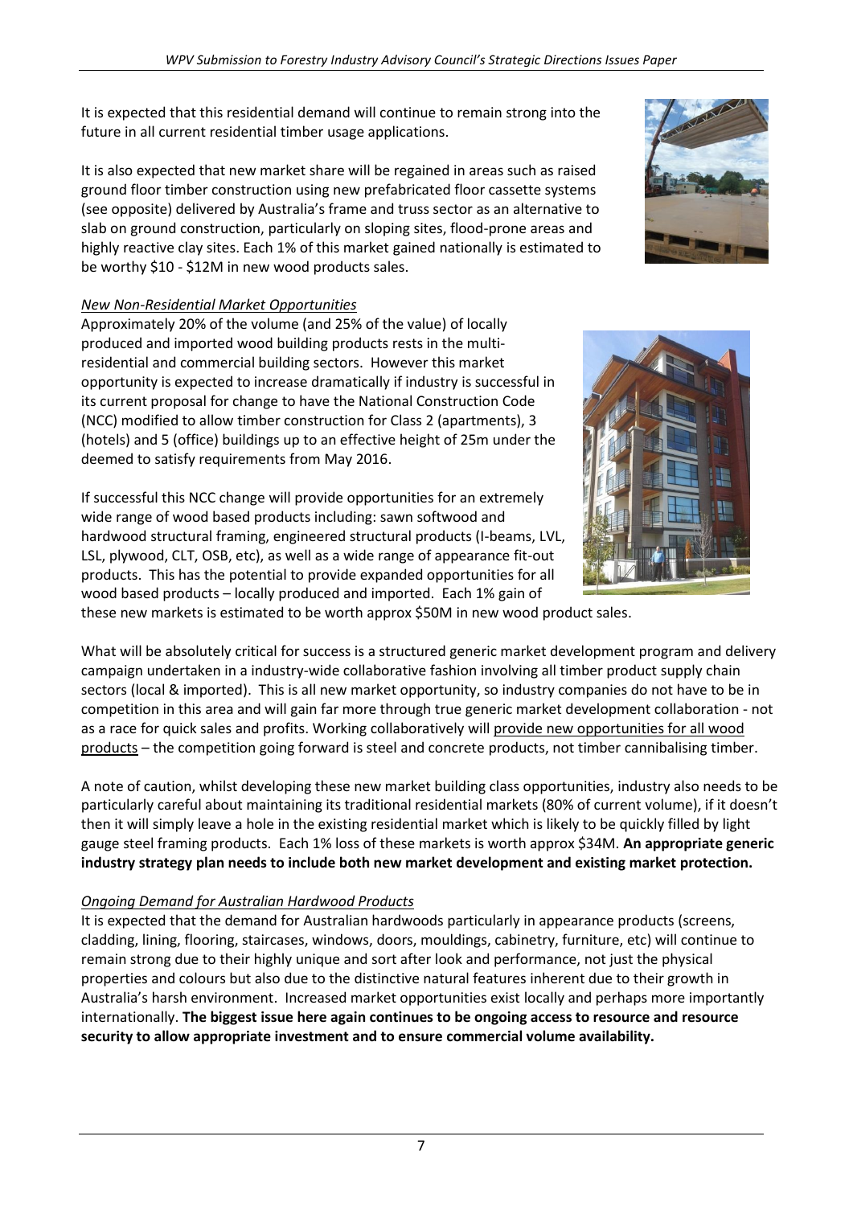It is expected that this residential demand will continue to remain strong into the future in all current residential timber usage applications.

It is also expected that new market share will be regained in areas such as raised ground floor timber construction using new prefabricated floor cassette systems (see opposite) delivered by Australia's frame and truss sector as an alternative to slab on ground construction, particularly on sloping sites, flood-prone areas and highly reactive clay sites. Each 1% of this market gained nationally is estimated to be worthy $10 - $12M in new wood products sales.

*New Non-Residential Market Opportunities*

Approximately 20% of the volume (and 25% of the value) of locally produced and imported wood building products rests in the multi-residential and commercial building sectors. However this market opportunity is expected to increase dramatically if industry is successful in its current proposal for change to have the National Construction Code (NCC) modified to allow timber construction for Class 2 (apartments), 3 (hotels) and 5 (office) buildings up to an effective height of 25m under the deemed to satisfy requirements from May 2016.

If successful this NCC change will provide opportunities for an extremely wide range of wood based products including: sawn softwood and hardwood structural framing, engineered structural products (I-beams, LVL, LSL, plywood, CLT, OSB, etc), as well as a wide range of appearance fit-out products. This has the potential to provide expanded opportunities for all wood based products – locally produced and imported. Each 1% gain of these new markets is estimated to be worth approx $50M in new wood product sales.

What will be absolutely critical for success is a structured generic market development program and delivery campaign undertaken in a industry-wide collaborative fashion involving all timber product supply chain sectors (local & imported). This is all new market opportunity, so industry companies do not have to be in competition in this area and will gain far more through true generic market development collaboration - not as a race for quick sales and profits. Working collaboratively will provide new opportunities for all wood products – the competition going forward is steel and concrete products, not timber cannibalising timber.

A note of caution, whilst developing these new market building class opportunities, industry also needs to be particularly careful about maintaining its traditional residential markets (80% of current volume), if it doesn't then it will simply leave a hole in the existing residential market which is likely to be quickly filled by light gauge steel framing products. Each 1% loss of these markets is worth approx $34M. **An appropriate generic industry strategy plan needs to include both new market development and existing market protection.**

*Ongoing Demand for Australian Hardwood Products*

It is expected that the demand for Australian hardwoods particularly in appearance products (screens, cladding, lining, flooring, staircases, windows, doors, mouldings, cabinetry, furniture, etc) will continue to remain strong due to their highly unique and sort after look and performance, not just the physical properties and colours but also due to the distinctive natural features inherent due to their growth in Australia's harsh environment. Increased market opportunities exist locally and perhaps more importantly internationally. **The biggest issue here again continues to be ongoing access to resource and resource security to allow appropriate investment and to ensure commercial volume availability.**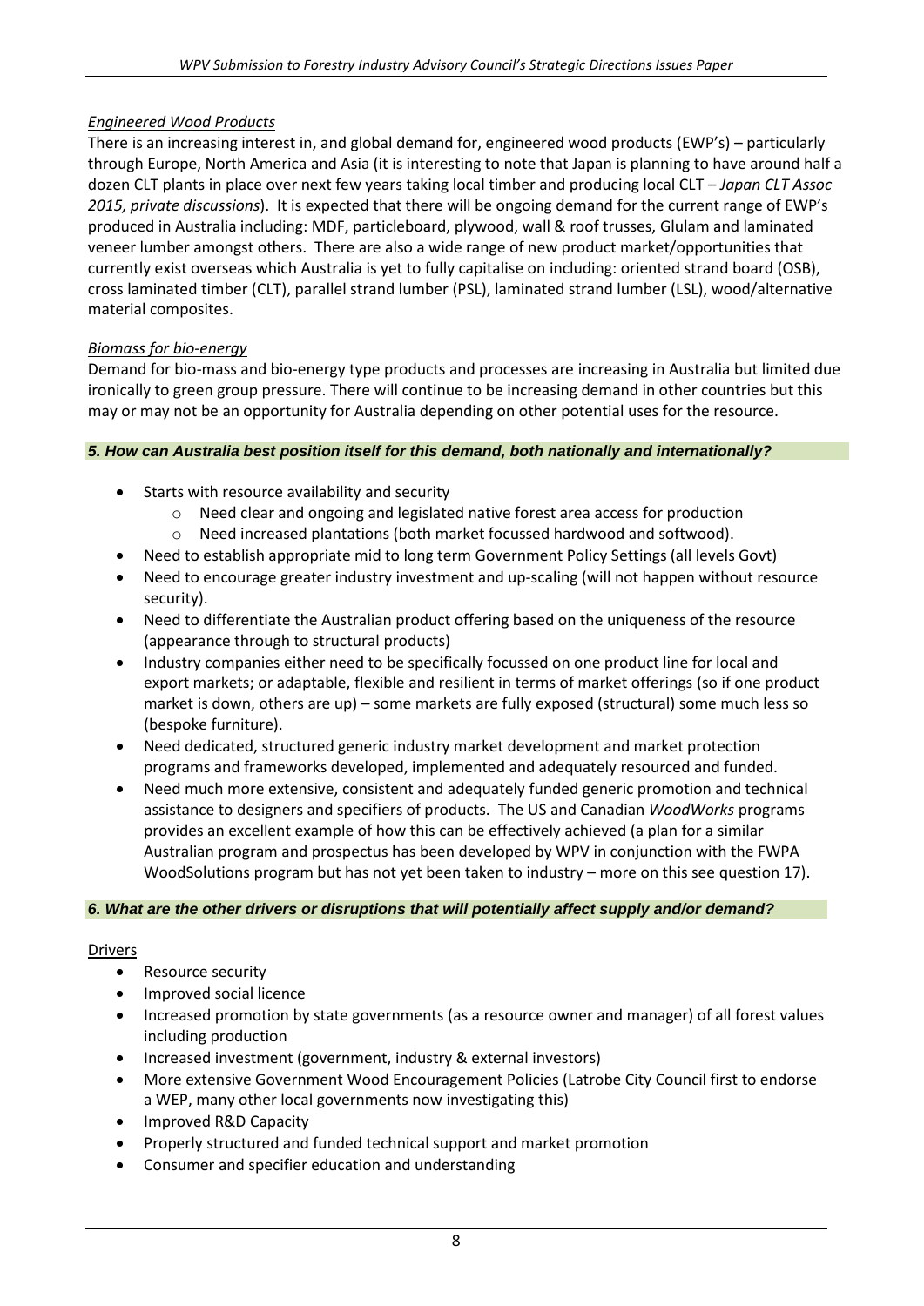*Engineered Wood Products*

There is an increasing interest in, and global demand for, engineered wood products (EWP's) – particularly through Europe, North America and Asia (it is interesting to note that Japan is planning to have around half a dozen CLT plants in place over next few years taking local timber and producing local CLT – *Japan CLT Assoc 2015, private discussions*). It is expected that there will be ongoing demand for the current range of EWP's produced in Australia including: MDF, particleboard, plywood, wall & roof trusses, Glulam and laminated veneer lumber amongst others. There are also a wide range of new product market/opportunities that currently exist overseas which Australia is yet to fully capitalise on including: oriented strand board (OSB), cross laminated timber (CLT), parallel strand lumber (PSL), laminated strand lumber (LSL), wood/alternative material composites.

*Biomass for bio-energy*

Demand for bio-mass and bio-energy type products and processes are increasing in Australia but limited due ironically to green group pressure. There will continue to be increasing demand in other countries but this may or may not be an opportunity for Australia depending on other potential uses for the resource.

### *5. How can Australia best position itself for this demand, both nationally and internationally?*

- Starts with resource availability and security
  - Need clear and ongoing and legislated native forest area access for production
  - Need increased plantations (both market focussed hardwood and softwood).
- Need to establish appropriate mid to long term Government Policy Settings (all levels Govt)
- Need to encourage greater industry investment and up-scaling (will not happen without resource security).
- Need to differentiate the Australian product offering based on the uniqueness of the resource (appearance through to structural products)
- Industry companies either need to be specifically focussed on one product line for local and export markets; or adaptable, flexible and resilient in terms of market offerings (so if one product market is down, others are up) – some markets are fully exposed (structural) some much less so (bespoke furniture).
- Need dedicated, structured generic industry market development and market protection programs and frameworks developed, implemented and adequately resourced and funded.
- Need much more extensive, consistent and adequately funded generic promotion and technical assistance to designers and specifiers of products. The US and Canadian *WoodWorks* programs provides an excellent example of how this can be effectively achieved (a plan for a similar Australian program and prospectus has been developed by WPV in conjunction with the FWPA WoodSolutions program but has not yet been taken to industry – more on this see question 17).

### *6. What are the other drivers or disruptions that will potentially affect supply and/or demand?*

Drivers

- Resource security
- Improved social licence
- Increased promotion by state governments (as a resource owner and manager) of all forest values including production
- Increased investment (government, industry & external investors)
- More extensive Government Wood Encouragement Policies (Latrobe City Council first to endorse a WEP, many other local governments now investigating this)
- Improved R&D Capacity
- Properly structured and funded technical support and market promotion
- Consumer and specifier education and understanding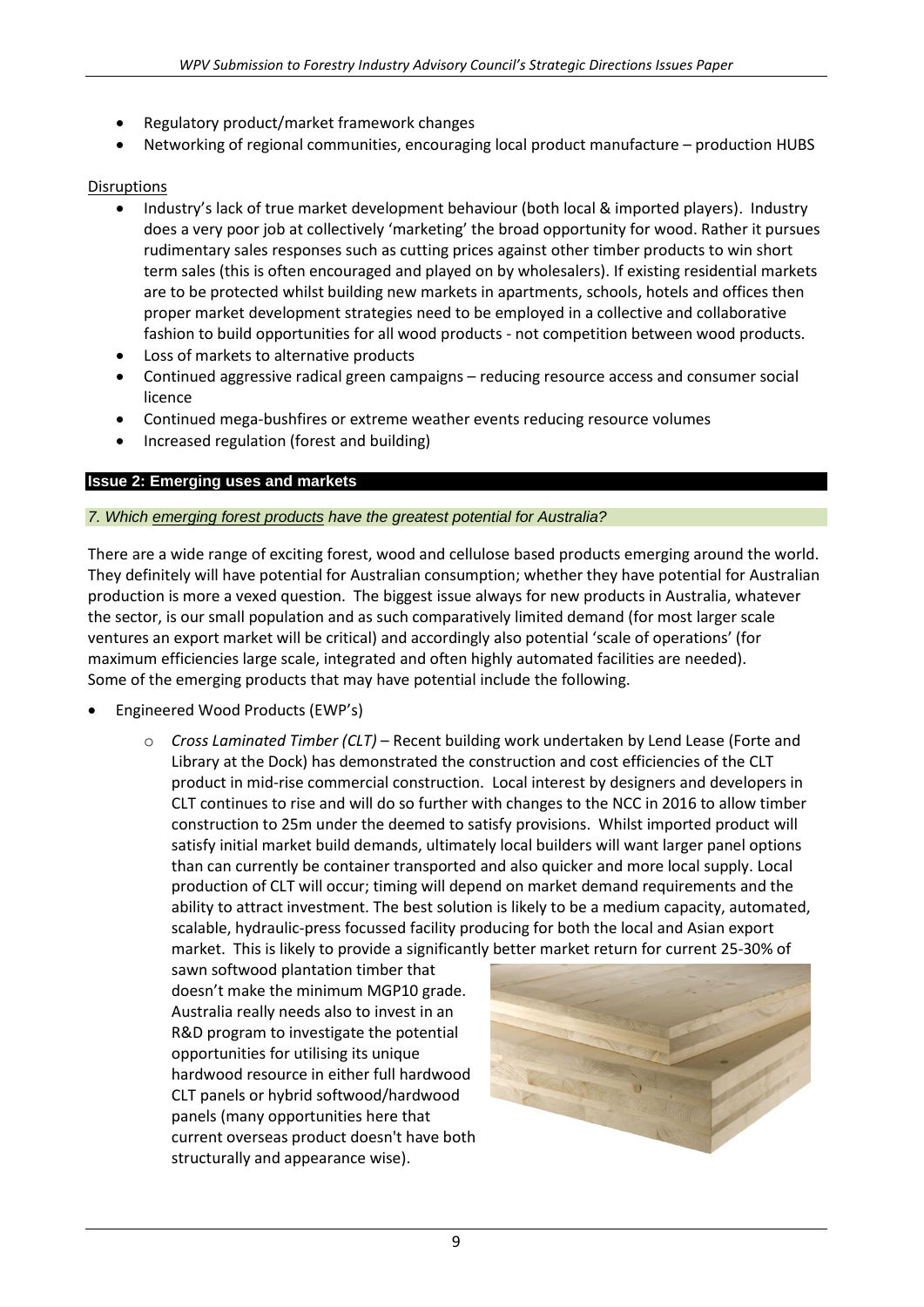- Regulatory product/market framework changes
- Networking of regional communities, encouraging local product manufacture – production HUBS

Disruptions

- Industry's lack of true market development behaviour (both local & imported players). Industry does a very poor job at collectively 'marketing' the broad opportunity for wood. Rather it pursues rudimentary sales responses such as cutting prices against other timber products to win short term sales (this is often encouraged and played on by wholesalers). If existing residential markets are to be protected whilst building new markets in apartments, schools, hotels and offices then proper market development strategies need to be employed in a collective and collaborative fashion to build opportunities for all wood products - not competition between wood products.
- Loss of markets to alternative products
- Continued aggressive radical green campaigns – reducing resource access and consumer social licence
- Continued mega-bushfires or extreme weather events reducing resource volumes
- Increased regulation (forest and building)

## Issue 2: Emerging uses and markets

*7. Which emerging forest products have the greatest potential for Australia?*

There are a wide range of exciting forest, wood and cellulose based products emerging around the world. They definitely will have potential for Australian consumption; whether they have potential for Australian production is more a vexed question. The biggest issue always for new products in Australia, whatever the sector, is our small population and as such comparatively limited demand (for most larger scale ventures an export market will be critical) and accordingly also potential 'scale of operations' (for maximum efficiencies large scale, integrated and often highly automated facilities are needed). Some of the emerging products that may have potential include the following.

- Engineered Wood Products (EWP's)
  - *Cross Laminated Timber (CLT)* – Recent building work undertaken by Lend Lease (Forte and Library at the Dock) has demonstrated the construction and cost efficiencies of the CLT product in mid-rise commercial construction. Local interest by designers and developers in CLT continues to rise and will do so further with changes to the NCC in 2016 to allow timber construction to 25m under the deemed to satisfy provisions. Whilst imported product will satisfy initial market build demands, ultimately local builders will want larger panel options than can currently be container transported and also quicker and more local supply. Local production of CLT will occur; timing will depend on market demand requirements and the ability to attract investment. The best solution is likely to be a medium capacity, automated, scalable, hydraulic-press focussed facility producing for both the local and Asian export market. This is likely to provide a significantly better market return for current 25-30% of sawn softwood plantation timber that doesn't make the minimum MGP10 grade. Australia really needs also to invest in an R&D program to investigate the potential opportunities for utilising its unique hardwood resource in either full hardwood CLT panels or hybrid softwood/hardwood panels (many opportunities here that current overseas product doesn't have both structurally and appearance wise).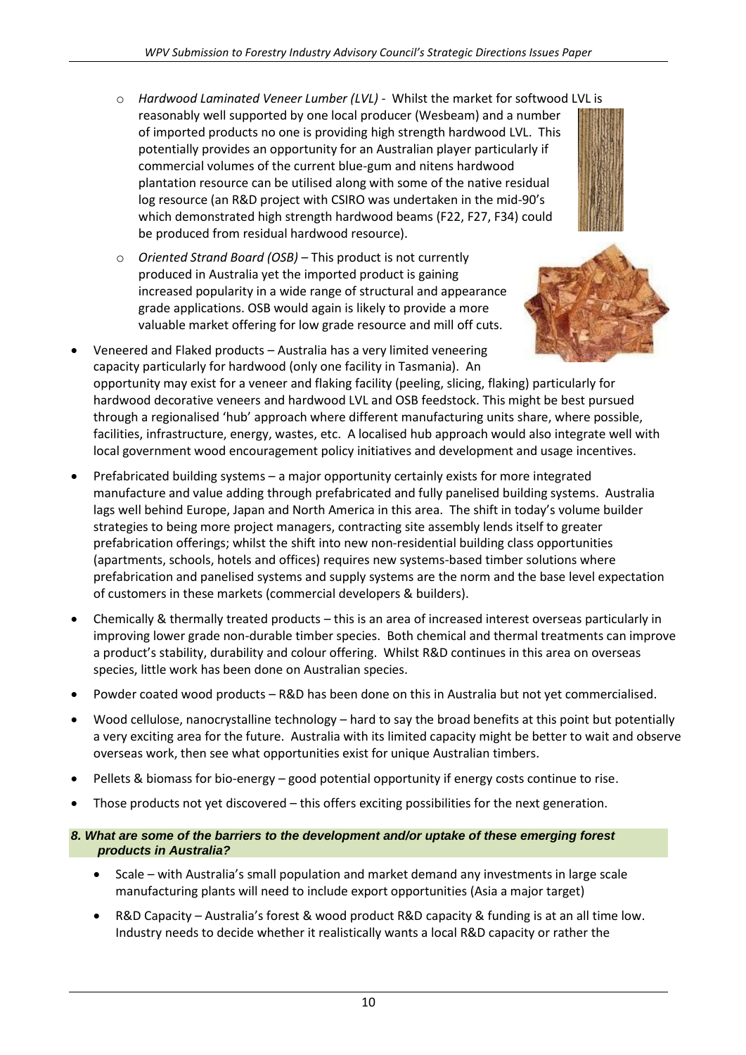- *Hardwood Laminated Veneer Lumber (LVL)* - Whilst the market for softwood LVL is reasonably well supported by one local producer (Wesbeam) and a number of imported products no one is providing high strength hardwood LVL. This potentially provides an opportunity for an Australian player particularly if commercial volumes of the current blue-gum and nitens hardwood plantation resource can be utilised along with some of the native residual log resource (an R&D project with CSIRO was undertaken in the mid-90's which demonstrated high strength hardwood beams (F22, F27, F34) could be produced from residual hardwood resource).
- *Oriented Strand Board (OSB)* – This product is not currently produced in Australia yet the imported product is gaining increased popularity in a wide range of structural and appearance grade applications. OSB would again is likely to provide a more valuable market offering for low grade resource and mill off cuts.

- Veneered and Flaked products – Australia has a very limited veneering capacity particularly for hardwood (only one facility in Tasmania). An opportunity may exist for a veneer and flaking facility (peeling, slicing, flaking) particularly for hardwood decorative veneers and hardwood LVL and OSB feedstock. This might be best pursued through a regionalised 'hub' approach where different manufacturing units share, where possible, facilities, infrastructure, energy, wastes, etc. A localised hub approach would also integrate well with local government wood encouragement policy initiatives and development and usage incentives.
- Prefabricated building systems – a major opportunity certainly exists for more integrated manufacture and value adding through prefabricated and fully panelised building systems. Australia lags well behind Europe, Japan and North America in this area. The shift in today's volume builder strategies to being more project managers, contracting site assembly lends itself to greater prefabrication offerings; whilst the shift into new non-residential building class opportunities (apartments, schools, hotels and offices) requires new systems-based timber solutions where prefabrication and panelised systems and supply systems are the norm and the base level expectation of customers in these markets (commercial developers & builders).
- Chemically & thermally treated products – this is an area of increased interest overseas particularly in improving lower grade non-durable timber species. Both chemical and thermal treatments can improve a product's stability, durability and colour offering. Whilst R&D continues in this area on overseas species, little work has been done on Australian species.
- Powder coated wood products – R&D has been done on this in Australia but not yet commercialised.
- Wood cellulose, nanocrystalline technology – hard to say the broad benefits at this point but potentially a very exciting area for the future. Australia with its limited capacity might be better to wait and observe overseas work, then see what opportunities exist for unique Australian timbers.
- Pellets & biomass for bio-energy – good potential opportunity if energy costs continue to rise.
- Those products not yet discovered – this offers exciting possibilities for the next generation.

***8. What are some of the barriers to the development and/or uptake of these emerging forest products in Australia?***

- Scale – with Australia's small population and market demand any investments in large scale manufacturing plants will need to include export opportunities (Asia a major target)
- R&D Capacity – Australia's forest & wood product R&D capacity & funding is at an all time low. Industry needs to decide whether it realistically wants a local R&D capacity or rather the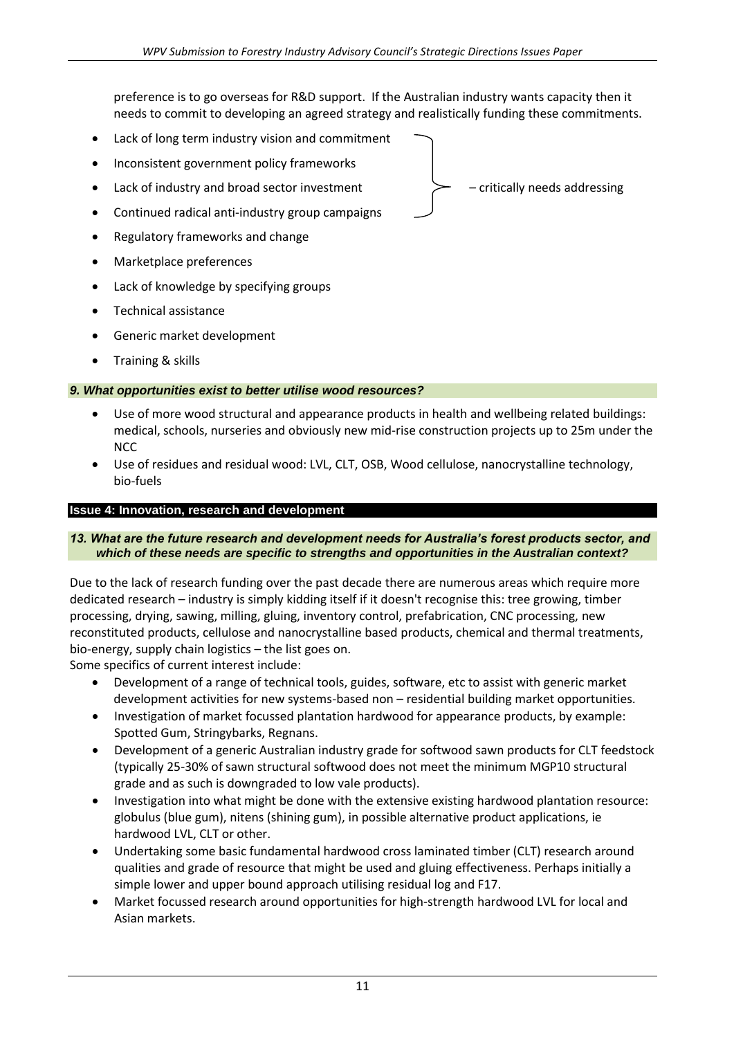preference is to go overseas for R&D support. If the Australian industry wants capacity then it needs to commit to developing an agreed strategy and realistically funding these commitments.

- Lack of long term industry vision and commitment
- Inconsistent government policy frameworks
- Lack of industry and broad sector investment
- Continued radical anti-industry group campaigns

– critically needs addressing

- Regulatory frameworks and change
- Marketplace preferences
- Lack of knowledge by specifying groups
- Technical assistance
- Generic market development
- Training & skills

### *9. What opportunities exist to better utilise wood resources?*

- Use of more wood structural and appearance products in health and wellbeing related buildings: medical, schools, nurseries and obviously new mid-rise construction projects up to 25m under the NCC
- Use of residues and residual wood: LVL, CLT, OSB, Wood cellulose, nanocrystalline technology, bio-fuels

## Issue 4: Innovation, research and development

### *13. What are the future research and development needs for Australia's forest products sector, and which of these needs are specific to strengths and opportunities in the Australian context?*

Due to the lack of research funding over the past decade there are numerous areas which require more dedicated research – industry is simply kidding itself if it doesn't recognise this: tree growing, timber processing, drying, sawing, milling, gluing, inventory control, prefabrication, CNC processing, new reconstituted products, cellulose and nanocrystalline based products, chemical and thermal treatments, bio-energy, supply chain logistics – the list goes on.

Some specifics of current interest include:

- Development of a range of technical tools, guides, software, etc to assist with generic market development activities for new systems-based non – residential building market opportunities.
- Investigation of market focussed plantation hardwood for appearance products, by example: Spotted Gum, Stringybarks, Regnans.
- Development of a generic Australian industry grade for softwood sawn products for CLT feedstock (typically 25-30% of sawn structural softwood does not meet the minimum MGP10 structural grade and as such is downgraded to low vale products).
- Investigation into what might be done with the extensive existing hardwood plantation resource: globulus (blue gum), nitens (shining gum), in possible alternative product applications, ie hardwood LVL, CLT or other.
- Undertaking some basic fundamental hardwood cross laminated timber (CLT) research around qualities and grade of resource that might be used and gluing effectiveness. Perhaps initially a simple lower and upper bound approach utilising residual log and F17.
- Market focussed research around opportunities for high-strength hardwood LVL for local and Asian markets.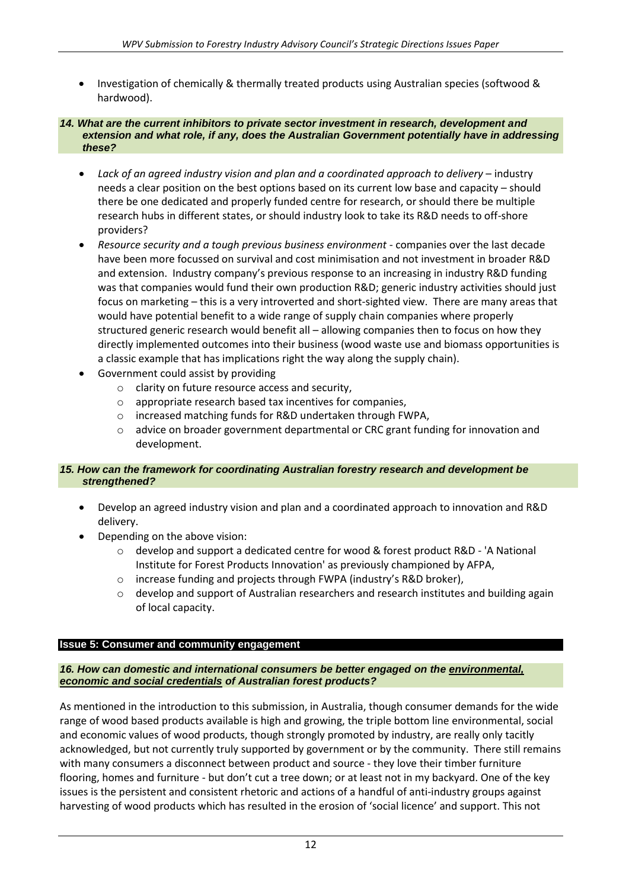- Investigation of chemically & thermally treated products using Australian species (softwood & hardwood).

***14. What are the current inhibitors to private sector investment in research, development and extension and what role, if any, does the Australian Government potentially have in addressing these?***

- *Lack of an agreed industry vision and plan and a coordinated approach to delivery* – industry needs a clear position on the best options based on its current low base and capacity – should there be one dedicated and properly funded centre for research, or should there be multiple research hubs in different states, or should industry look to take its R&D needs to off-shore providers?
- *Resource security and a tough previous business environment* - companies over the last decade have been more focussed on survival and cost minimisation and not investment in broader R&D and extension. Industry company's previous response to an increasing in industry R&D funding was that companies would fund their own production R&D; generic industry activities should just focus on marketing – this is a very introverted and short-sighted view. There are many areas that would have potential benefit to a wide range of supply chain companies where properly structured generic research would benefit all – allowing companies then to focus on how they directly implemented outcomes into their business (wood waste use and biomass opportunities is a classic example that has implications right the way along the supply chain).
- Government could assist by providing
  - clarity on future resource access and security,
  - appropriate research based tax incentives for companies,
  - increased matching funds for R&D undertaken through FWPA,
  - advice on broader government departmental or CRC grant funding for innovation and development.

***15. How can the framework for coordinating Australian forestry research and development be strengthened?***

- Develop an agreed industry vision and plan and a coordinated approach to innovation and R&D delivery.
- Depending on the above vision:
  - develop and support a dedicated centre for wood & forest product R&D - 'A National Institute for Forest Products Innovation' as previously championed by AFPA,
  - increase funding and projects through FWPA (industry's R&D broker),
  - develop and support of Australian researchers and research institutes and building again of local capacity.

## Issue 5: Consumer and community engagement

***16. How can domestic and international consumers be better engaged on the <u>environmental, economic and social credentials</u> of Australian forest products?***

As mentioned in the introduction to this submission, in Australia, though consumer demands for the wide range of wood based products available is high and growing, the triple bottom line environmental, social and economic values of wood products, though strongly promoted by industry, are really only tacitly acknowledged, but not currently truly supported by government or by the community. There still remains with many consumers a disconnect between product and source - they love their timber furniture flooring, homes and furniture - but don't cut a tree down; or at least not in my backyard. One of the key issues is the persistent and consistent rhetoric and actions of a handful of anti-industry groups against harvesting of wood products which has resulted in the erosion of 'social licence' and support. This not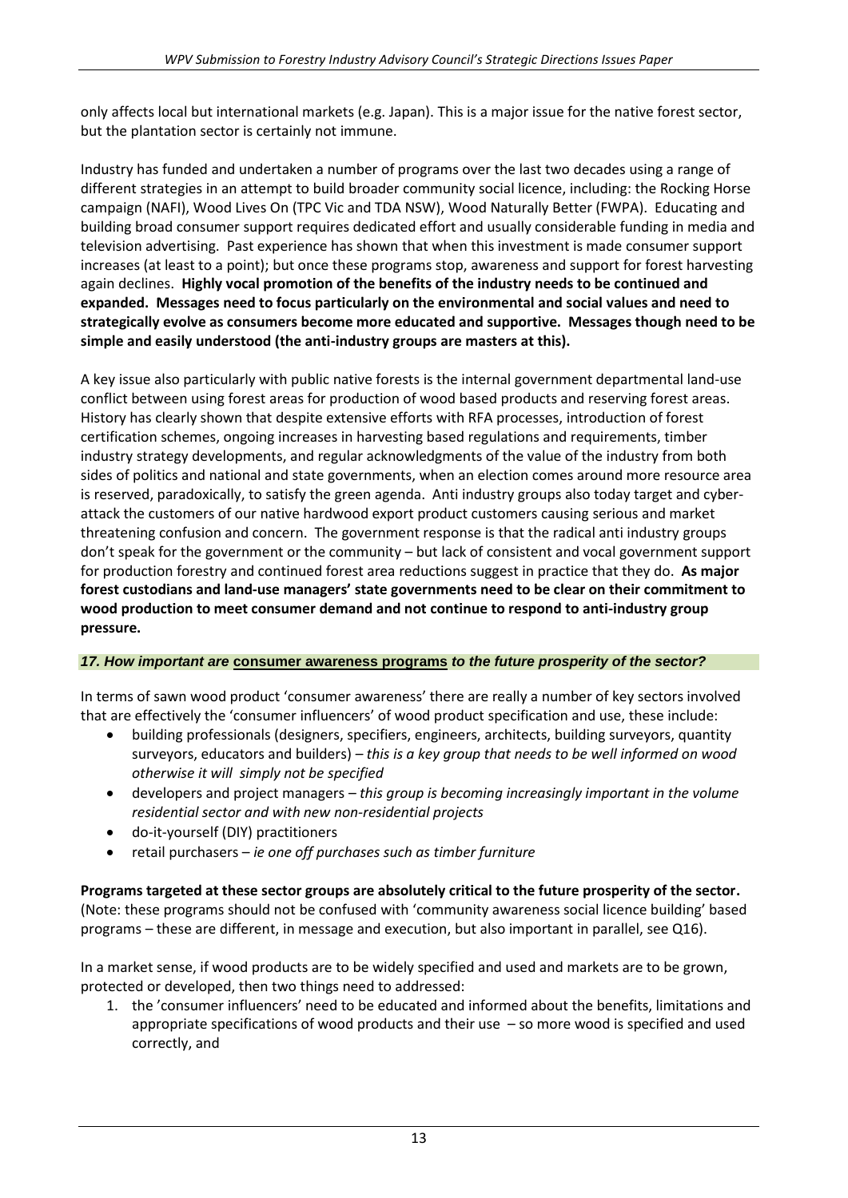only affects local but international markets (e.g. Japan). This is a major issue for the native forest sector, but the plantation sector is certainly not immune.

Industry has funded and undertaken a number of programs over the last two decades using a range of different strategies in an attempt to build broader community social licence, including: the Rocking Horse campaign (NAFI), Wood Lives On (TPC Vic and TDA NSW), Wood Naturally Better (FWPA). Educating and building broad consumer support requires dedicated effort and usually considerable funding in media and television advertising. Past experience has shown that when this investment is made consumer support increases (at least to a point); but once these programs stop, awareness and support for forest harvesting again declines. **Highly vocal promotion of the benefits of the industry needs to be continued and expanded. Messages need to focus particularly on the environmental and social values and need to strategically evolve as consumers become more educated and supportive. Messages though need to be simple and easily understood (the anti-industry groups are masters at this).**

A key issue also particularly with public native forests is the internal government departmental land-use conflict between using forest areas for production of wood based products and reserving forest areas. History has clearly shown that despite extensive efforts with RFA processes, introduction of forest certification schemes, ongoing increases in harvesting based regulations and requirements, timber industry strategy developments, and regular acknowledgments of the value of the industry from both sides of politics and national and state governments, when an election comes around more resource area is reserved, paradoxically, to satisfy the green agenda. Anti industry groups also today target and cyber-attack the customers of our native hardwood export product customers causing serious and market threatening confusion and concern. The government response is that the radical anti industry groups don't speak for the government or the community – but lack of consistent and vocal government support for production forestry and continued forest area reductions suggest in practice that they do. **As major forest custodians and land-use managers' state governments need to be clear on their commitment to wood production to meet consumer demand and not continue to respond to anti-industry group pressure.**

### *17. How important are* **consumer awareness programs** *to the future prosperity of the sector?*

In terms of sawn wood product 'consumer awareness' there are really a number of key sectors involved that are effectively the 'consumer influencers' of wood product specification and use, these include:

- building professionals (designers, specifiers, engineers, architects, building surveyors, quantity surveyors, educators and builders) – *this is a key group that needs to be well informed on wood otherwise it will simply not be specified*
- developers and project managers – *this group is becoming increasingly important in the volume residential sector and with new non-residential projects*
- do-it-yourself (DIY) practitioners
- retail purchasers – *ie one off purchases such as timber furniture*

**Programs targeted at these sector groups are absolutely critical to the future prosperity of the sector.** (Note: these programs should not be confused with 'community awareness social licence building' based programs – these are different, in message and execution, but also important in parallel, see Q16).

In a market sense, if wood products are to be widely specified and used and markets are to be grown, protected or developed, then two things need to addressed:

1. the 'consumer influencers' need to be educated and informed about the benefits, limitations and appropriate specifications of wood products and their use – so more wood is specified and used correctly, and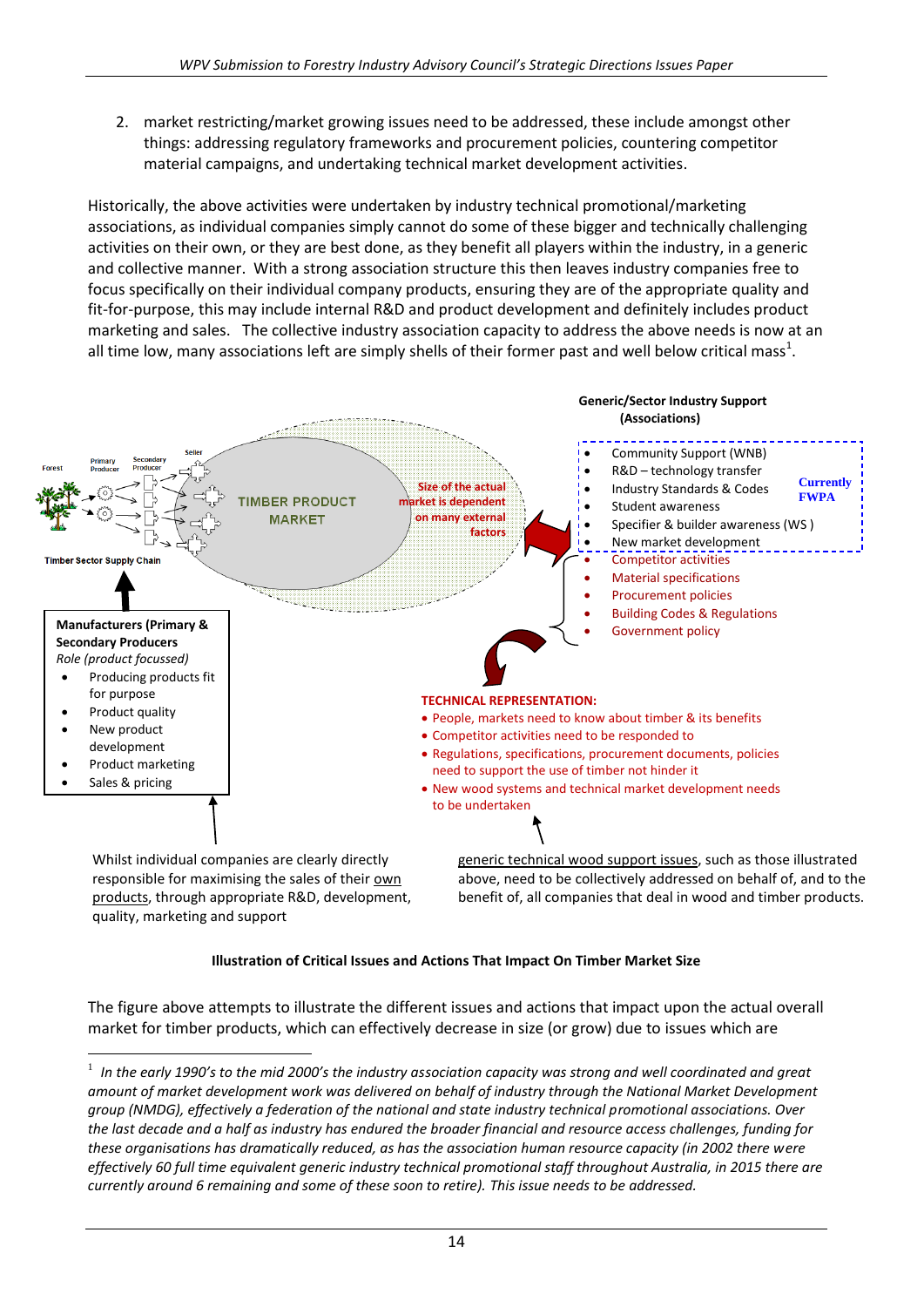2. market restricting/market growing issues need to be addressed, these include amongst other things: addressing regulatory frameworks and procurement policies, countering competitor material campaigns, and undertaking technical market development activities.

Historically, the above activities were undertaken by industry technical promotional/marketing associations, as individual companies simply cannot do some of these bigger and technically challenging activities on their own, or they are best done, as they benefit all players within the industry, in a generic and collective manner. With a strong association structure this then leaves industry companies free to focus specifically on their individual company products, ensuring they are of the appropriate quality and fit-for-purpose, this may include internal R&D and product development and definitely includes product marketing and sales. The collective industry association capacity to address the above needs is now at an all time low, many associations left are simply shells of their former past and well below critical mass[1].

**Generic/Sector Industry Support (Associations)**

- Community Support (WNB)
- R&D – technology transfer
- Industry Standards & Codes
- Student awareness
- Specifier & builder awareness (WS )
- New market development

Currently FWPA

- Competitor activities
- Material specifications
- Procurement policies
- Building Codes & Regulations
- Government policy

Forest — Primary Producer — Secondary Producer — Seller

TIMBER PRODUCT MARKET

Size of the actual market is dependent on many external factors

Timber Sector Supply Chain

**Manufacturers (Primary & Secondary Producers**
*Role (product focussed)*
- Producing products fit for purpose
- Product quality
- New product development
- Product marketing
- Sales & pricing

**TECHNICAL REPRESENTATION:**
- People, markets need to know about timber & its benefits
- Competitor activities need to be responded to
- Regulations, specifications, procurement documents, policies need to support the use of timber not hinder it
- New wood systems and technical market development needs to be undertaken

Whilst individual companies are clearly directly responsible for maximising the sales of their own products, through appropriate R&D, development, quality, marketing and support

generic technical wood support issues, such as those illustrated above, need to be collectively addressed on behalf of, and to the benefit of, all companies that deal in wood and timber products.

**Illustration of Critical Issues and Actions That Impact On Timber Market Size**

The figure above attempts to illustrate the different issues and actions that impact upon the actual overall market for timber products, which can effectively decrease in size (or grow) due to issues which are

---

[1] *In the early 1990's to the mid 2000's the industry association capacity was strong and well coordinated and great amount of market development work was delivered on behalf of industry through the National Market Development group (NMDG), effectively a federation of the national and state industry technical promotional associations. Over the last decade and a half as industry has endured the broader financial and resource access challenges, funding for these organisations has dramatically reduced, as has the association human resource capacity (in 2002 there were effectively 60 full time equivalent generic industry technical promotional staff throughout Australia, in 2015 there are currently around 6 remaining and some of these soon to retire). This issue needs to be addressed.*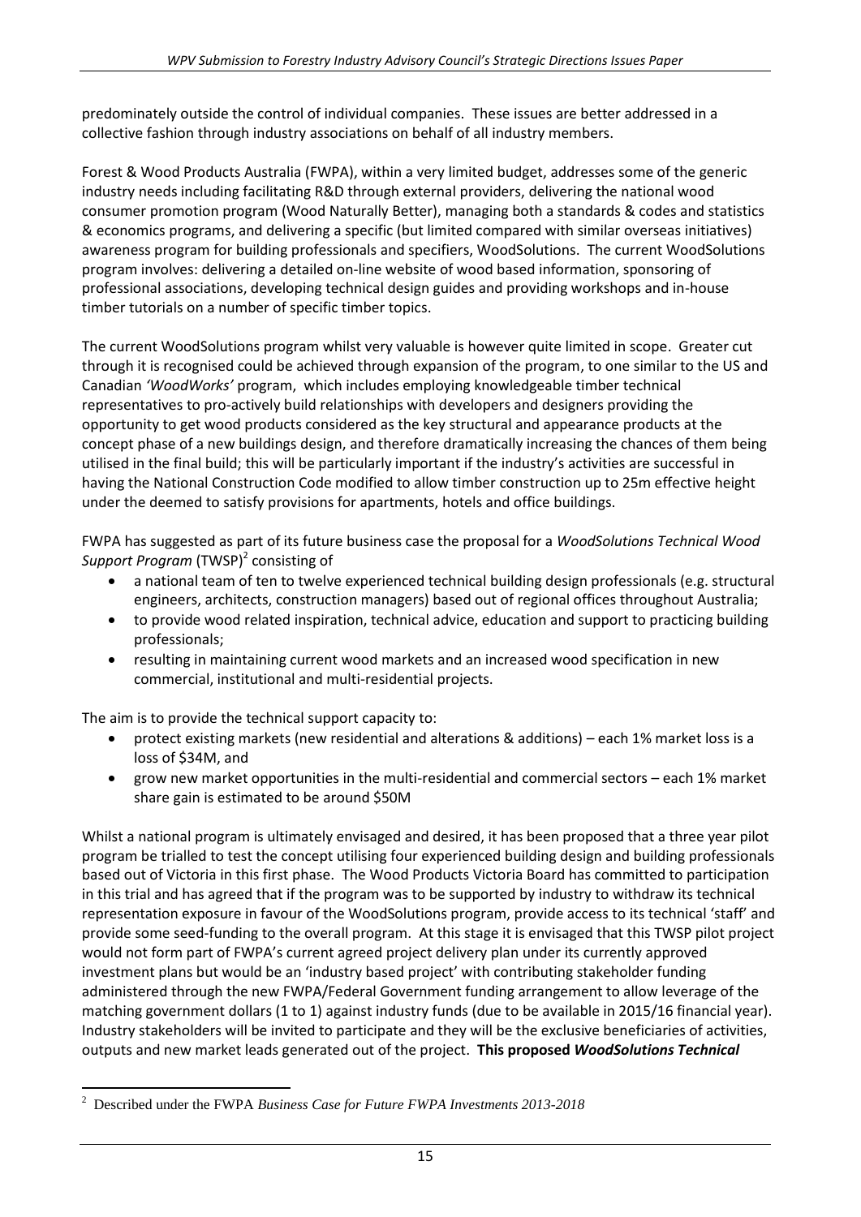predominately outside the control of individual companies. These issues are better addressed in a collective fashion through industry associations on behalf of all industry members.

Forest & Wood Products Australia (FWPA), within a very limited budget, addresses some of the generic industry needs including facilitating R&D through external providers, delivering the national wood consumer promotion program (Wood Naturally Better), managing both a standards & codes and statistics & economics programs, and delivering a specific (but limited compared with similar overseas initiatives) awareness program for building professionals and specifiers, WoodSolutions. The current WoodSolutions program involves: delivering a detailed on-line website of wood based information, sponsoring of professional associations, developing technical design guides and providing workshops and in-house timber tutorials on a number of specific timber topics.

The current WoodSolutions program whilst very valuable is however quite limited in scope. Greater cut through it is recognised could be achieved through expansion of the program, to one similar to the US and Canadian *'WoodWorks'* program, which includes employing knowledgeable timber technical representatives to pro-actively build relationships with developers and designers providing the opportunity to get wood products considered as the key structural and appearance products at the concept phase of a new buildings design, and therefore dramatically increasing the chances of them being utilised in the final build; this will be particularly important if the industry's activities are successful in having the National Construction Code modified to allow timber construction up to 25m effective height under the deemed to satisfy provisions for apartments, hotels and office buildings.

FWPA has suggested as part of its future business case the proposal for a *WoodSolutions Technical Wood Support Program* (TWSP)[2] consisting of

- a national team of ten to twelve experienced technical building design professionals (e.g. structural engineers, architects, construction managers) based out of regional offices throughout Australia;
- to provide wood related inspiration, technical advice, education and support to practicing building professionals;
- resulting in maintaining current wood markets and an increased wood specification in new commercial, institutional and multi-residential projects.

The aim is to provide the technical support capacity to:

- protect existing markets (new residential and alterations & additions) – each 1% market loss is a loss of $34M, and
- grow new market opportunities in the multi-residential and commercial sectors – each 1% market share gain is estimated to be around $50M

Whilst a national program is ultimately envisaged and desired, it has been proposed that a three year pilot program be trialled to test the concept utilising four experienced building design and building professionals based out of Victoria in this first phase. The Wood Products Victoria Board has committed to participation in this trial and has agreed that if the program was to be supported by industry to withdraw its technical representation exposure in favour of the WoodSolutions program, provide access to its technical 'staff' and provide some seed-funding to the overall program. At this stage it is envisaged that this TWSP pilot project would not form part of FWPA's current agreed project delivery plan under its currently approved investment plans but would be an 'industry based project' with contributing stakeholder funding administered through the new FWPA/Federal Government funding arrangement to allow leverage of the matching government dollars (1 to 1) against industry funds (due to be available in 2015/16 financial year). Industry stakeholders will be invited to participate and they will be the exclusive beneficiaries of activities, outputs and new market leads generated out of the project. **This proposed *WoodSolutions Technical***

---

[2] Described under the FWPA *Business Case for Future FWPA Investments 2013-2018*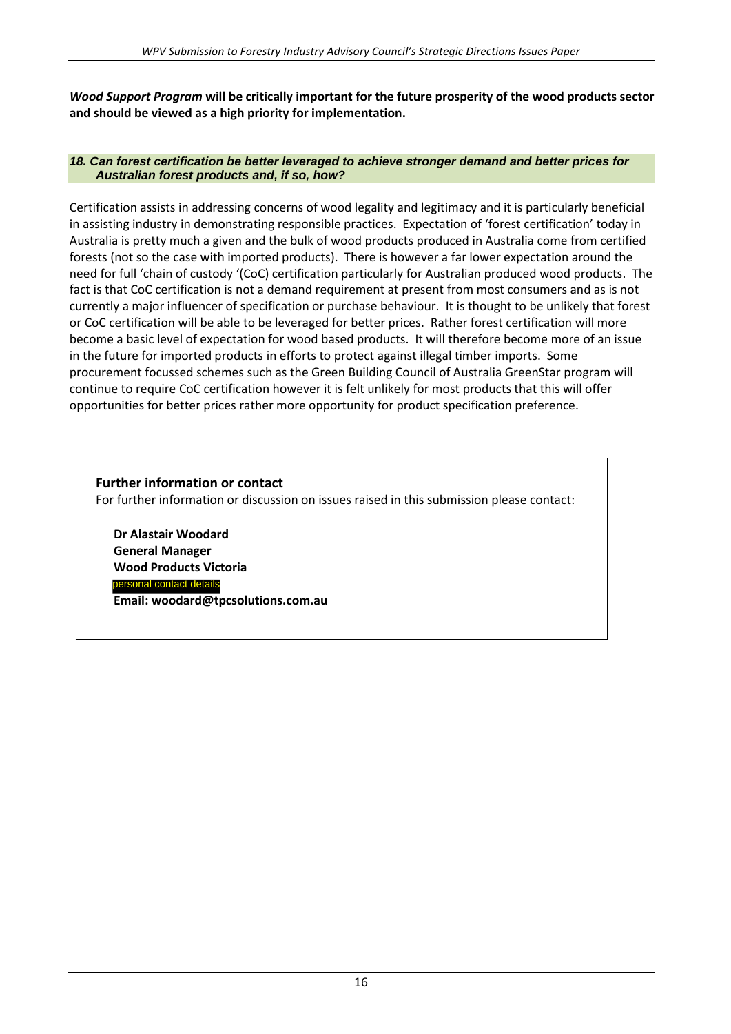***Wood Support Program* will be critically important for the future prosperity of the wood products sector and should be viewed as a high priority for implementation.**

### *18. Can forest certification be better leveraged to achieve stronger demand and better prices for Australian forest products and, if so, how?*

Certification assists in addressing concerns of wood legality and legitimacy and it is particularly beneficial in assisting industry in demonstrating responsible practices. Expectation of 'forest certification' today in Australia is pretty much a given and the bulk of wood products produced in Australia come from certified forests (not so the case with imported products). There is however a far lower expectation around the need for full 'chain of custody '(CoC) certification particularly for Australian produced wood products. The fact is that CoC certification is not a demand requirement at present from most consumers and as is not currently a major influencer of specification or purchase behaviour. It is thought to be unlikely that forest or CoC certification will be able to be leveraged for better prices. Rather forest certification will more become a basic level of expectation for wood based products. It will therefore become more of an issue in the future for imported products in efforts to protect against illegal timber imports. Some procurement focussed schemes such as the Green Building Council of Australia GreenStar program will continue to require CoC certification however it is felt unlikely for most products that this will offer opportunities for better prices rather more opportunity for product specification preference.

**Further information or contact**

For further information or discussion on issues raised in this submission please contact:

**Dr Alastair Woodard**
**General Manager**
**Wood Products Victoria**
personal contact details
**Email: woodard@tpcsolutions.com.au**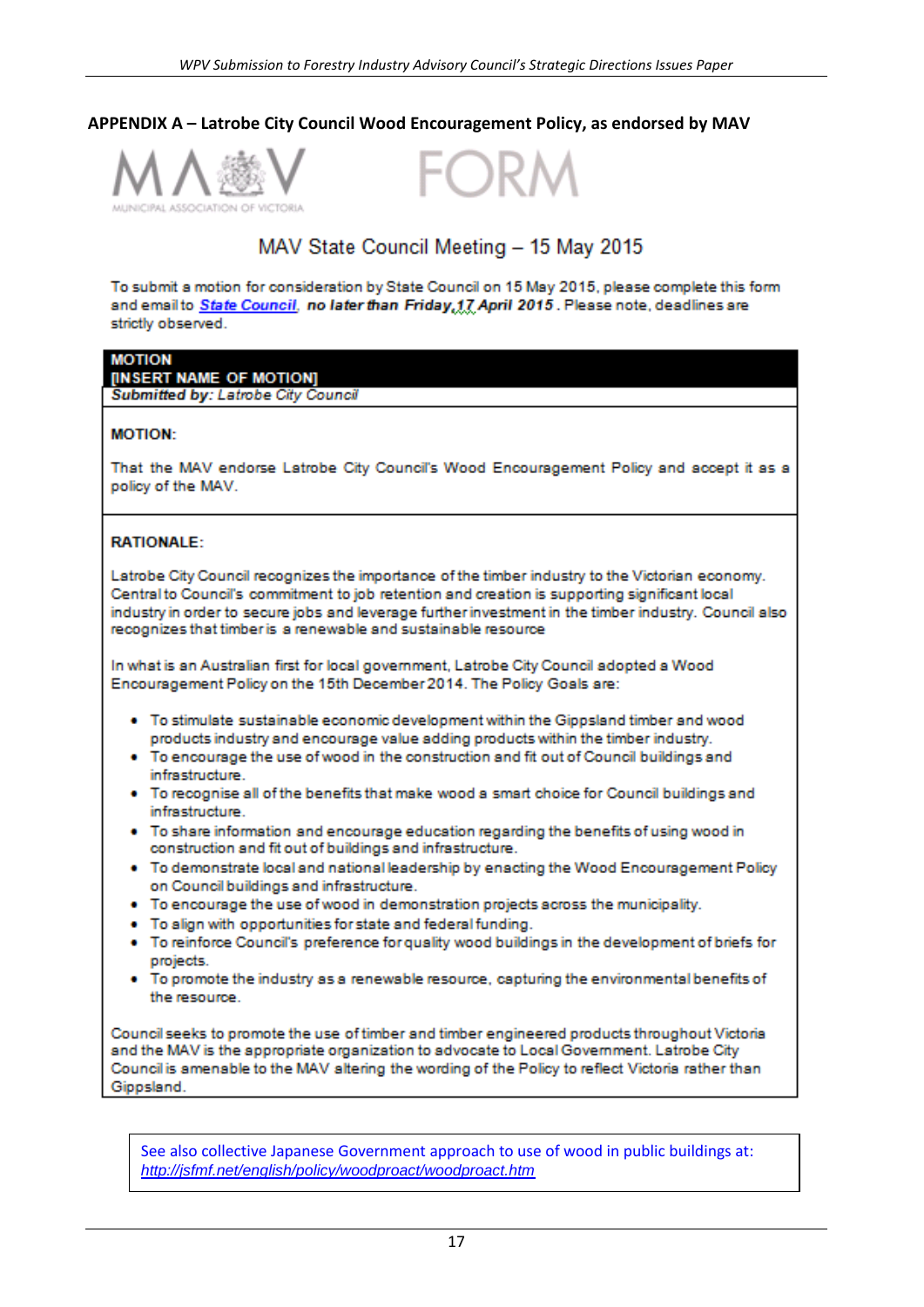## APPENDIX A – Latrobe City Council Wood Encouragement Policy, as endorsed by MAV

MAV

MUNICIPAL ASSOCIATION OF VICTORIA

FORM

MAV State Council Meeting – 15 May 2015

To submit a motion for consideration by State Council on 15 May 2015, please complete this form and email to [State Council](), **no later than Friday 17 April 2015**. Please note, deadlines are strictly observed.

**MOTION**
**[INSERT NAME OF MOTION]**
***Submitted by:*** *Latrobe City Council*

**MOTION:**

That the MAV endorse Latrobe City Council's Wood Encouragement Policy and accept it as a policy of the MAV.

**RATIONALE:**

Latrobe City Council recognizes the importance of the timber industry to the Victorian economy. Central to Council's commitment to job retention and creation is supporting significant local industry in order to secure jobs and leverage further investment in the timber industry. Council also recognizes that timber is a renewable and sustainable resource

In what is an Australian first for local government, Latrobe City Council adopted a Wood Encouragement Policy on the 15th December 2014. The Policy Goals are:

- To stimulate sustainable economic development within the Gippsland timber and wood products industry and encourage value adding products within the timber industry.
- To encourage the use of wood in the construction and fit out of Council buildings and infrastructure.
- To recognise all of the benefits that make wood a smart choice for Council buildings and infrastructure.
- To share information and encourage education regarding the benefits of using wood in construction and fit out of buildings and infrastructure.
- To demonstrate local and national leadership by enacting the Wood Encouragement Policy on Council buildings and infrastructure.
- To encourage the use of wood in demonstration projects across the municipality.
- To align with opportunities for state and federal funding.
- To reinforce Council's preference for quality wood buildings in the development of briefs for projects.
- To promote the industry as a renewable resource, capturing the environmental benefits of the resource.

Council seeks to promote the use of timber and timber engineered products throughout Victoria and the MAV is the appropriate organization to advocate to Local Government. Latrobe City Council is amenable to the MAV altering the wording of the Policy to reflect Victoria rather than Gippsland.

See also collective Japanese Government approach to use of wood in public buildings at: *http://jsfmf.net/english/policy/woodproact/woodproact.htm*